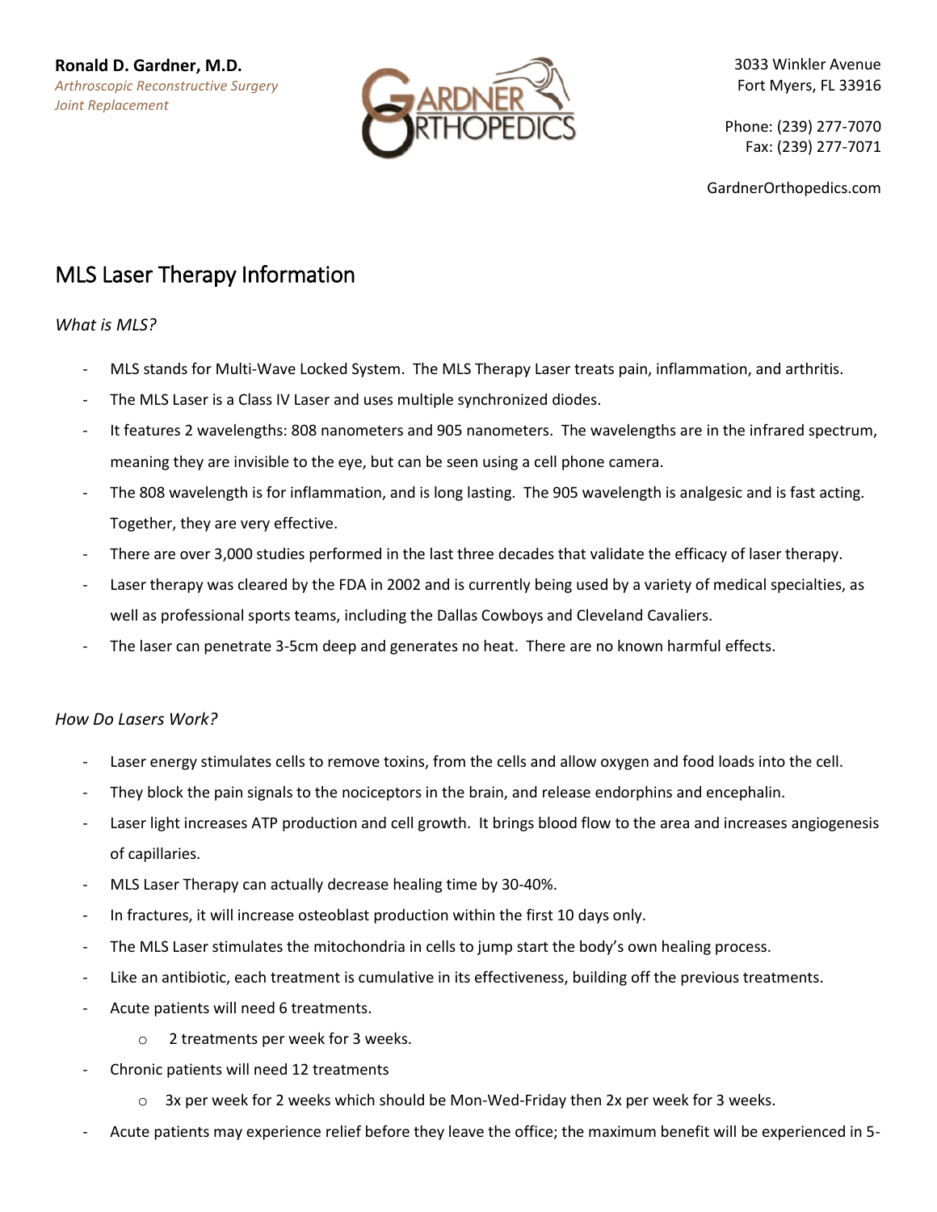**Ronald D. Gardner, M.D.**
*Arthroscopic Reconstructive Surgery*
*Joint Replacement*

GARDNER ORTHOPEDICS

3033 Winkler Avenue
Fort Myers, FL 33916

Phone: (239) 277-7070
Fax: (239) 277-7071

GardnerOrthopedics.com

# MLS Laser Therapy Information

*What is MLS?*

- MLS stands for Multi-Wave Locked System. The MLS Therapy Laser treats pain, inflammation, and arthritis.
- The MLS Laser is a Class IV Laser and uses multiple synchronized diodes.
- It features 2 wavelengths: 808 nanometers and 905 nanometers. The wavelengths are in the infrared spectrum, meaning they are invisible to the eye, but can be seen using a cell phone camera.
- The 808 wavelength is for inflammation, and is long lasting. The 905 wavelength is analgesic and is fast acting. Together, they are very effective.
- There are over 3,000 studies performed in the last three decades that validate the efficacy of laser therapy.
- Laser therapy was cleared by the FDA in 2002 and is currently being used by a variety of medical specialties, as well as professional sports teams, including the Dallas Cowboys and Cleveland Cavaliers.
- The laser can penetrate 3-5cm deep and generates no heat. There are no known harmful effects.

*How Do Lasers Work?*

- Laser energy stimulates cells to remove toxins, from the cells and allow oxygen and food loads into the cell.
- They block the pain signals to the nociceptors in the brain, and release endorphins and encephalin.
- Laser light increases ATP production and cell growth. It brings blood flow to the area and increases angiogenesis of capillaries.
- MLS Laser Therapy can actually decrease healing time by 30-40%.
- In fractures, it will increase osteoblast production within the first 10 days only.
- The MLS Laser stimulates the mitochondria in cells to jump start the body's own healing process.
- Like an antibiotic, each treatment is cumulative in its effectiveness, building off the previous treatments.
- Acute patients will need 6 treatments.
  - 2 treatments per week for 3 weeks.
- Chronic patients will need 12 treatments
  - 3x per week for 2 weeks which should be Mon-Wed-Friday then 2x per week for 3 weeks.
- Acute patients may experience relief before they leave the office; the maximum benefit will be experienced in 5-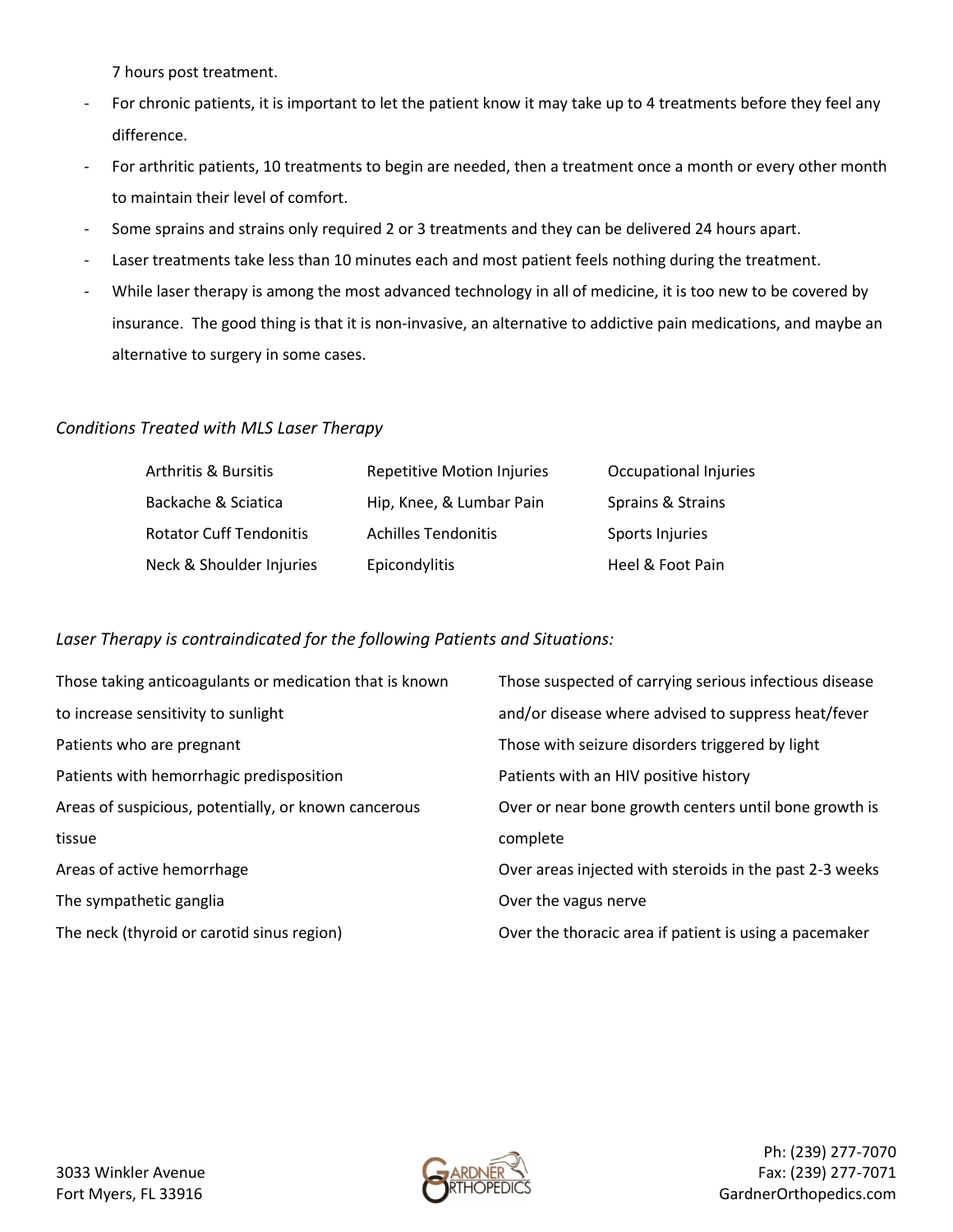7 hours post treatment.

- For chronic patients, it is important to let the patient know it may take up to 4 treatments before they feel any difference.
- For arthritic patients, 10 treatments to begin are needed, then a treatment once a month or every other month to maintain their level of comfort.
- Some sprains and strains only required 2 or 3 treatments and they can be delivered 24 hours apart.
- Laser treatments take less than 10 minutes each and most patient feels nothing during the treatment.
- While laser therapy is among the most advanced technology in all of medicine, it is too new to be covered by insurance. The good thing is that it is non-invasive, an alternative to addictive pain medications, and maybe an alternative to surgery in some cases.

*Conditions Treated with MLS Laser Therapy*

| | | |
|---|---|---|
| Arthritis & Bursitis | Repetitive Motion Injuries | Occupational Injuries |
| Backache & Sciatica | Hip, Knee, & Lumbar Pain | Sprains & Strains |
| Rotator Cuff Tendonitis | Achilles Tendonitis | Sports Injuries |
| Neck & Shoulder Injuries | Epicondylitis | Heel & Foot Pain |

*Laser Therapy is contraindicated for the following Patients and Situations:*

Those taking anticoagulants or medication that is known to increase sensitivity to sunlight

Patients who are pregnant

Patients with hemorrhagic predisposition

Areas of suspicious, potentially, or known cancerous tissue

Areas of active hemorrhage

The sympathetic ganglia

The neck (thyroid or carotid sinus region)

Those suspected of carrying serious infectious disease and/or disease where advised to suppress heat/fever

Those with seizure disorders triggered by light

Patients with an HIV positive history

Over or near bone growth centers until bone growth is complete

Over areas injected with steroids in the past 2-3 weeks

Over the vagus nerve

Over the thoracic area if patient is using a pacemaker

3033 Winkler Avenue
Fort Myers, FL 33916

Ph: (239) 277-7070
Fax: (239) 277-7071
GardnerOrthopedics.com